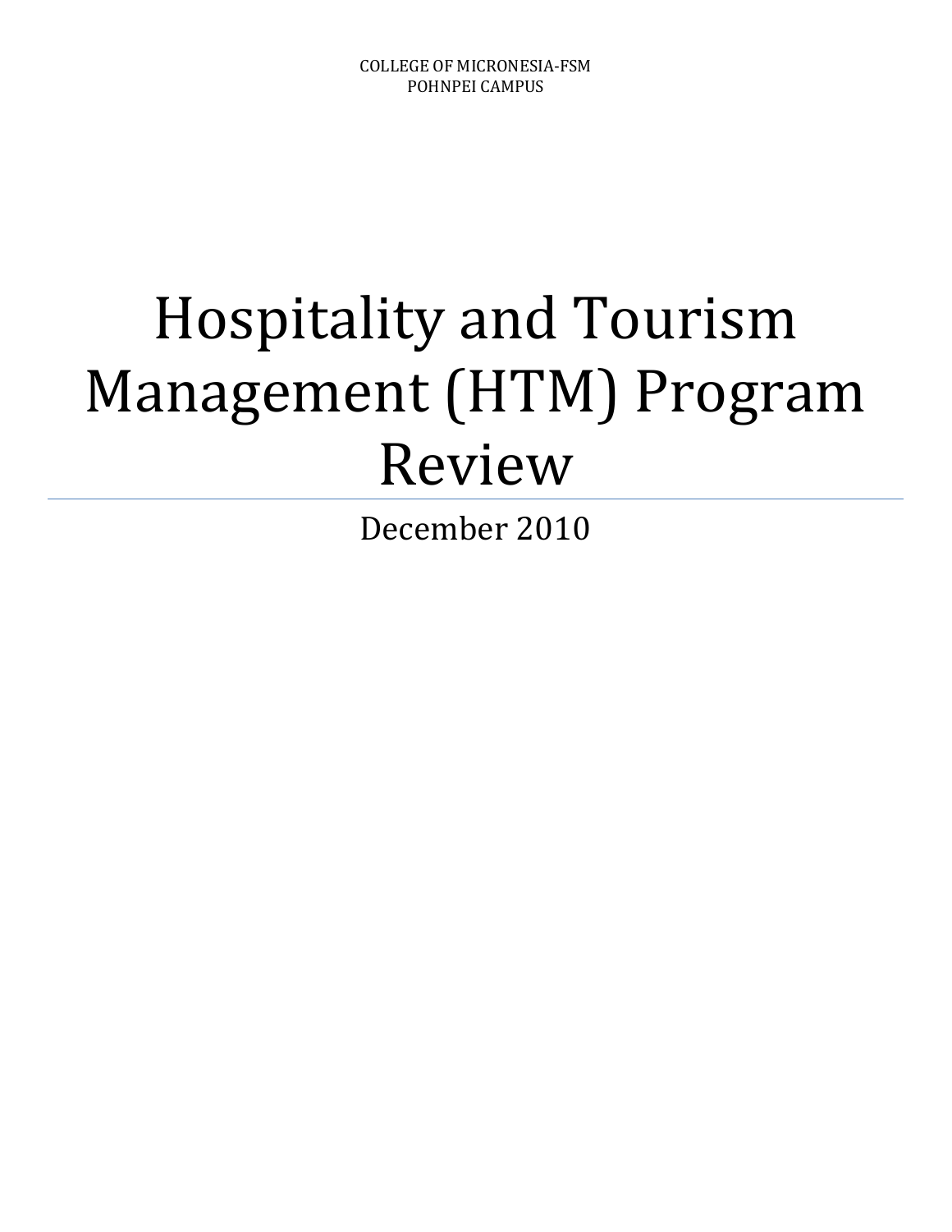COLLEGE OF MICRONESIA-FSM
POHNPEI CAMPUS

# Hospitality and Tourism Management (HTM) Program Review

December 2010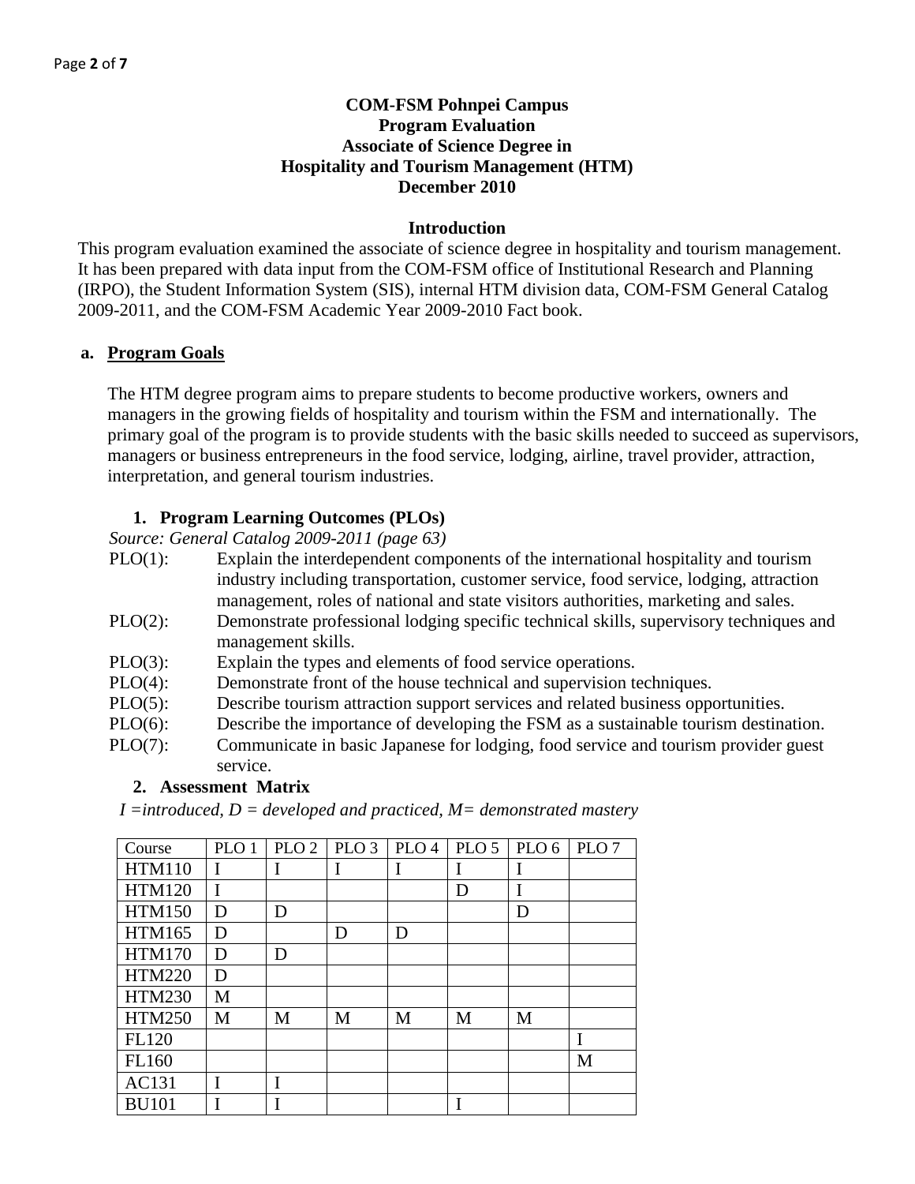**COM-FSM Pohnpei Campus**
**Program Evaluation**
**Associate of Science Degree in**
**Hospitality and Tourism Management (HTM)**
**December 2010**

## Introduction

This program evaluation examined the associate of science degree in hospitality and tourism management. It has been prepared with data input from the COM-FSM office of Institutional Research and Planning (IRPO), the Student Information System (SIS), internal HTM division data, COM-FSM General Catalog 2009-2011, and the COM-FSM Academic Year 2009-2010 Fact book.

## a. Program Goals

The HTM degree program aims to prepare students to become productive workers, owners and managers in the growing fields of hospitality and tourism within the FSM and internationally. The primary goal of the program is to provide students with the basic skills needed to succeed as supervisors, managers or business entrepreneurs in the food service, lodging, airline, travel provider, attraction, interpretation, and general tourism industries.

### 1. Program Learning Outcomes (PLOs)

*Source: General Catalog 2009-2011 (page 63)*

- PLO(1): Explain the interdependent components of the international hospitality and tourism industry including transportation, customer service, food service, lodging, attraction management, roles of national and state visitors authorities, marketing and sales.
- PLO(2): Demonstrate professional lodging specific technical skills, supervisory techniques and management skills.
- PLO(3): Explain the types and elements of food service operations.
- PLO(4): Demonstrate front of the house technical and supervision techniques.
- PLO(5): Describe tourism attraction support services and related business opportunities.
- PLO(6): Describe the importance of developing the FSM as a sustainable tourism destination.
- PLO(7): Communicate in basic Japanese for lodging, food service and tourism provider guest service.

### 2. Assessment Matrix

*I =introduced, D = developed and practiced, M= demonstrated mastery*

| Course | PLO 1 | PLO 2 | PLO 3 | PLO 4 | PLO 5 | PLO 6 | PLO 7 |
|---|---|---|---|---|---|---|---|
| HTM110 | I | I | I | I | I | I | |
| HTM120 | I | | | | D | I | |
| HTM150 | D | D | | | | D | |
| HTM165 | D | | D | D | | | |
| HTM170 | D | D | | | | | |
| HTM220 | D | | | | | | |
| HTM230 | M | | | | | | |
| HTM250 | M | M | M | M | M | M | |
| FL120 | | | | | | | I |
| FL160 | | | | | | | M |
| AC131 | I | I | | | | | |
| BU101 | I | I | | | I | | |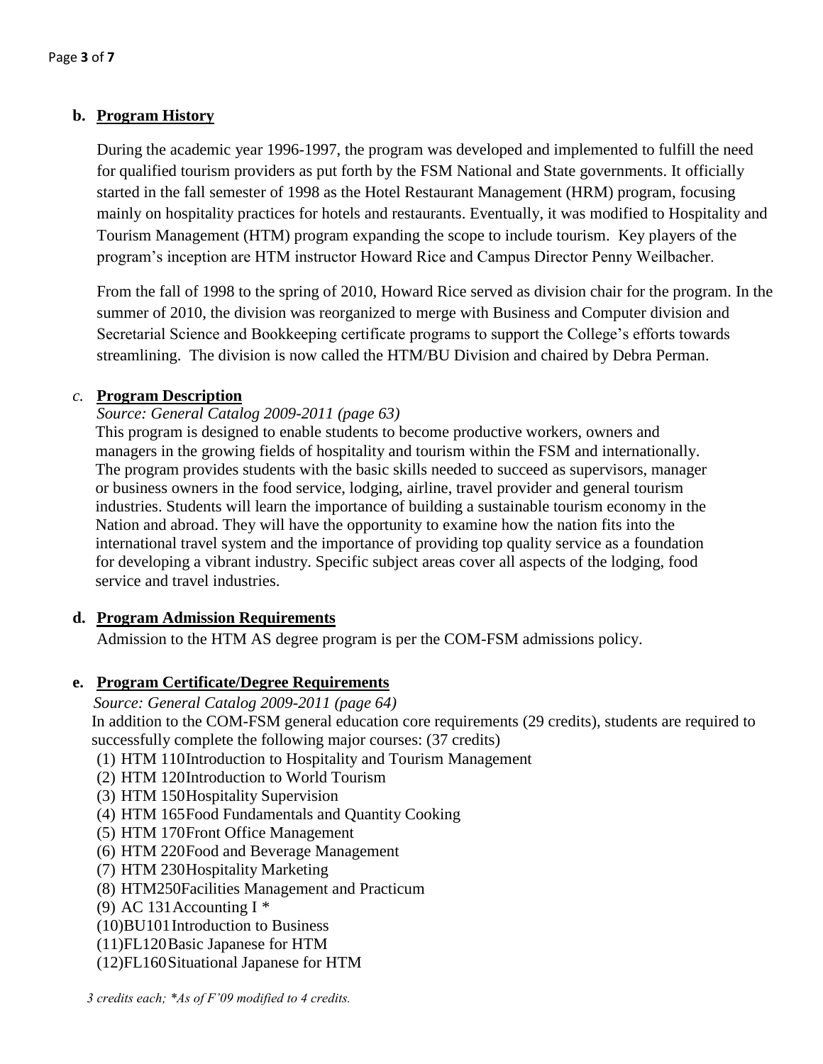## b. Program History

During the academic year 1996-1997, the program was developed and implemented to fulfill the need for qualified tourism providers as put forth by the FSM National and State governments. It officially started in the fall semester of 1998 as the Hotel Restaurant Management (HRM) program, focusing mainly on hospitality practices for hotels and restaurants. Eventually, it was modified to Hospitality and Tourism Management (HTM) program expanding the scope to include tourism. Key players of the program's inception are HTM instructor Howard Rice and Campus Director Penny Weilbacher.

From the fall of 1998 to the spring of 2010, Howard Rice served as division chair for the program. In the summer of 2010, the division was reorganized to merge with Business and Computer division and Secretarial Science and Bookkeeping certificate programs to support the College's efforts towards streamlining. The division is now called the HTM/BU Division and chaired by Debra Perman.

## c. Program Description

*Source: General Catalog 2009-2011 (page 63)*

This program is designed to enable students to become productive workers, owners and managers in the growing fields of hospitality and tourism within the FSM and internationally. The program provides students with the basic skills needed to succeed as supervisors, manager or business owners in the food service, lodging, airline, travel provider and general tourism industries. Students will learn the importance of building a sustainable tourism economy in the Nation and abroad. They will have the opportunity to examine how the nation fits into the international travel system and the importance of providing top quality service as a foundation for developing a vibrant industry. Specific subject areas cover all aspects of the lodging, food service and travel industries.

## d. Program Admission Requirements

Admission to the HTM AS degree program is per the COM-FSM admissions policy.

## e. Program Certificate/Degree Requirements

*Source: General Catalog 2009-2011 (page 64)*

In addition to the COM-FSM general education core requirements (29 credits), students are required to successfully complete the following major courses: (37 credits)

(1) HTM 110 Introduction to Hospitality and Tourism Management
(2) HTM 120 Introduction to World Tourism
(3) HTM 150 Hospitality Supervision
(4) HTM 165 Food Fundamentals and Quantity Cooking
(5) HTM 170 Front Office Management
(6) HTM 220 Food and Beverage Management
(7) HTM 230 Hospitality Marketing
(8) HTM250 Facilities Management and Practicum
(9) AC 131 Accounting I *
(10) BU101 Introduction to Business
(11) FL120 Basic Japanese for HTM
(12) FL160 Situational Japanese for HTM

*3 credits each; *As of F'09 modified to 4 credits.*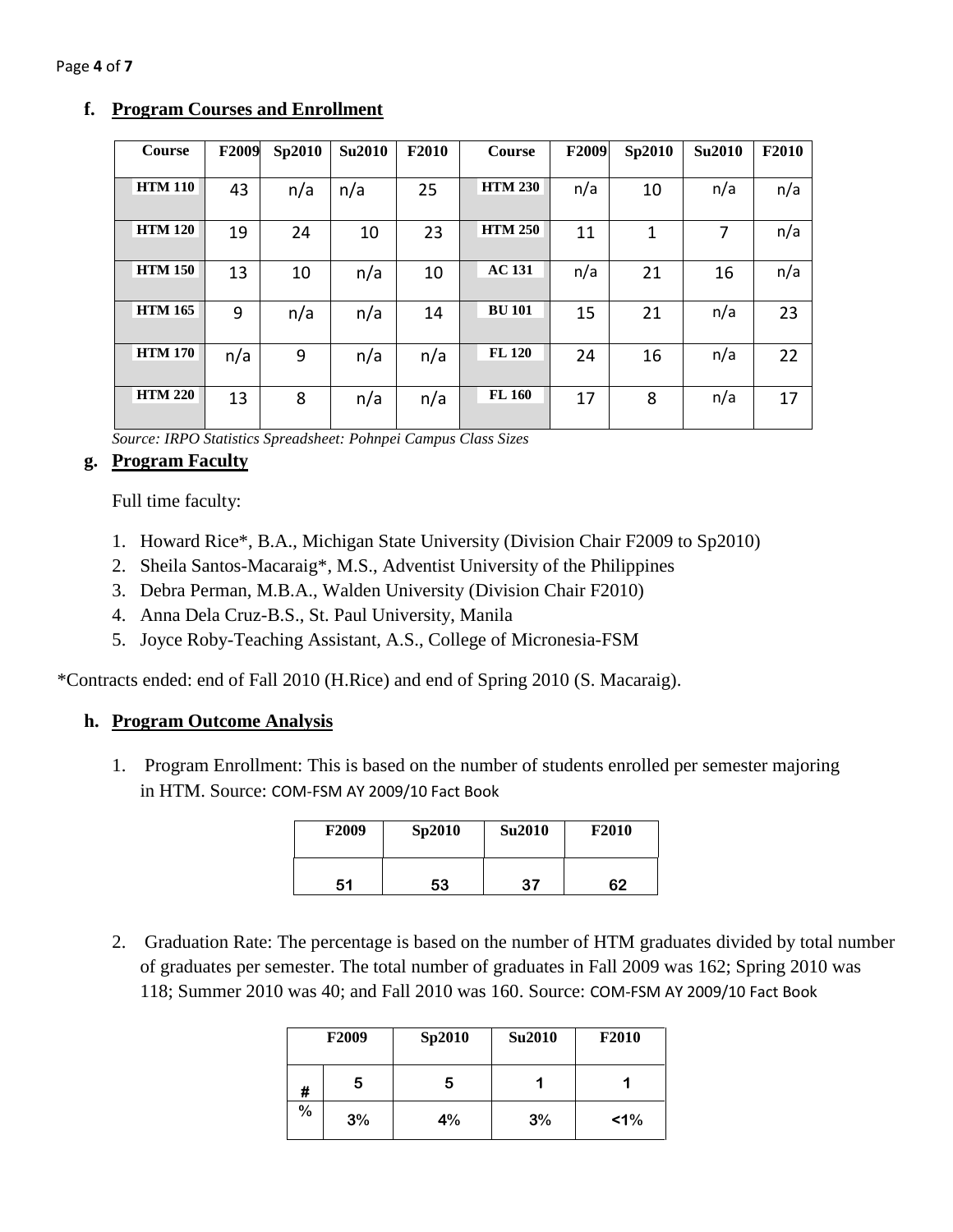## f. Program Courses and Enrollment

| Course | F2009 | Sp2010 | Su2010 | F2010 | Course | F2009 | Sp2010 | Su2010 | F2010 |
|---|---|---|---|---|---|---|---|---|---|
| HTM 110 | 43 | n/a | n/a | 25 | HTM 230 | n/a | 10 | n/a | n/a |
| HTM 120 | 19 | 24 | 10 | 23 | HTM 250 | 11 | 1 | 7 | n/a |
| HTM 150 | 13 | 10 | n/a | 10 | AC 131 | n/a | 21 | 16 | n/a |
| HTM 165 | 9 | n/a | n/a | 14 | BU 101 | 15 | 21 | n/a | 23 |
| HTM 170 | n/a | 9 | n/a | n/a | FL 120 | 24 | 16 | n/a | 22 |
| HTM 220 | 13 | 8 | n/a | n/a | FL 160 | 17 | 8 | n/a | 17 |

*Source: IRPO Statistics Spreadsheet: Pohnpei Campus Class Sizes*

## g. Program Faculty

Full time faculty:

1. Howard Rice*, B.A., Michigan State University (Division Chair F2009 to Sp2010)
2. Sheila Santos-Macaraig*, M.S., Adventist University of the Philippines
3. Debra Perman, M.B.A., Walden University (Division Chair F2010)
4. Anna Dela Cruz-B.S., St. Paul University, Manila
5. Joyce Roby-Teaching Assistant, A.S., College of Micronesia-FSM

*Contracts ended: end of Fall 2010 (H.Rice) and end of Spring 2010 (S. Macaraig).

## h. Program Outcome Analysis

1. Program Enrollment: This is based on the number of students enrolled per semester majoring in HTM. Source: COM-FSM AY 2009/10 Fact Book

| F2009 | Sp2010 | Su2010 | F2010 |
|---|---|---|---|
| 51 | 53 | 37 | 62 |

2. Graduation Rate: The percentage is based on the number of HTM graduates divided by total number of graduates per semester. The total number of graduates in Fall 2009 was 162; Spring 2010 was 118; Summer 2010 was 40; and Fall 2010 was 160. Source: COM-FSM AY 2009/10 Fact Book

| | F2009 | Sp2010 | Su2010 | F2010 |
|---|---|---|---|---|
| # | 5 | 5 | 1 | 1 |
| % | 3% | 4% | 3% | <1% |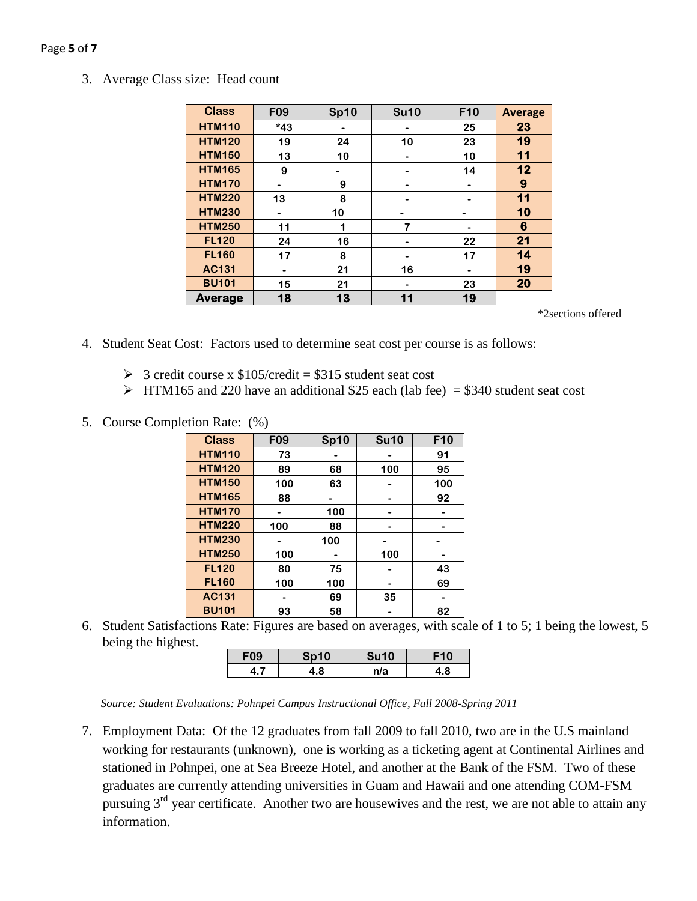3. Average Class size: Head count

| Class | F09 | Sp10 | Su10 | F10 | Average |
|---|---|---|---|---|---|
| HTM110 | *43 | - | - | 25 | **23** |
| HTM120 | 19 | 24 | 10 | 23 | **19** |
| HTM150 | 13 | 10 | - | 10 | **11** |
| HTM165 | 9 | - | - | 14 | **12** |
| HTM170 | - | 9 | - | - | **9** |
| HTM220 | 13 | 8 | - | - | **11** |
| HTM230 | - | 10 | - | - | **10** |
| HTM250 | 11 | 1 | 7 | - | **6** |
| FL120 | 24 | 16 | - | 22 | **21** |
| FL160 | 17 | 8 | - | 17 | **14** |
| AC131 | - | 21 | 16 | - | **19** |
| BU101 | 15 | 21 | - | 23 | **20** |
| **Average** | **18** | **13** | **11** | **19** | |

*2sections offered

4. Student Seat Cost: Factors used to determine seat cost per course is as follows:

   - 3 credit course x $105/credit = $315 student seat cost
   - HTM165 and 220 have an additional $25 each (lab fee) = $340 student seat cost

5. Course Completion Rate: (%)

| Class | F09 | Sp10 | Su10 | F10 |
|---|---|---|---|---|
| HTM110 | 73 | - | - | 91 |
| HTM120 | 89 | 68 | 100 | 95 |
| HTM150 | 100 | 63 | - | 100 |
| HTM165 | 88 | - | - | 92 |
| HTM170 | - | 100 | - | - |
| HTM220 | 100 | 88 | - | - |
| HTM230 | - | 100 | - | - |
| HTM250 | 100 | - | 100 | - |
| FL120 | 80 | 75 | - | 43 |
| FL160 | 100 | 100 | - | 69 |
| AC131 | - | 69 | 35 | - |
| BU101 | 93 | 58 | - | 82 |

6. Student Satisfactions Rate: Figures are based on averages, with scale of 1 to 5; 1 being the lowest, 5 being the highest.

| F09 | Sp10 | Su10 | F10 |
|---|---|---|---|
| 4.7 | 4.8 | n/a | 4.8 |

*Source: Student Evaluations: Pohnpei Campus Instructional Office, Fall 2008-Spring 2011*

7. Employment Data: Of the 12 graduates from fall 2009 to fall 2010, two are in the U.S mainland working for restaurants (unknown), one is working as a ticketing agent at Continental Airlines and stationed in Pohnpei, one at Sea Breeze Hotel, and another at the Bank of the FSM. Two of these graduates are currently attending universities in Guam and Hawaii and one attending COM-FSM pursuing 3rd year certificate. Another two are housewives and the rest, we are not able to attain any information.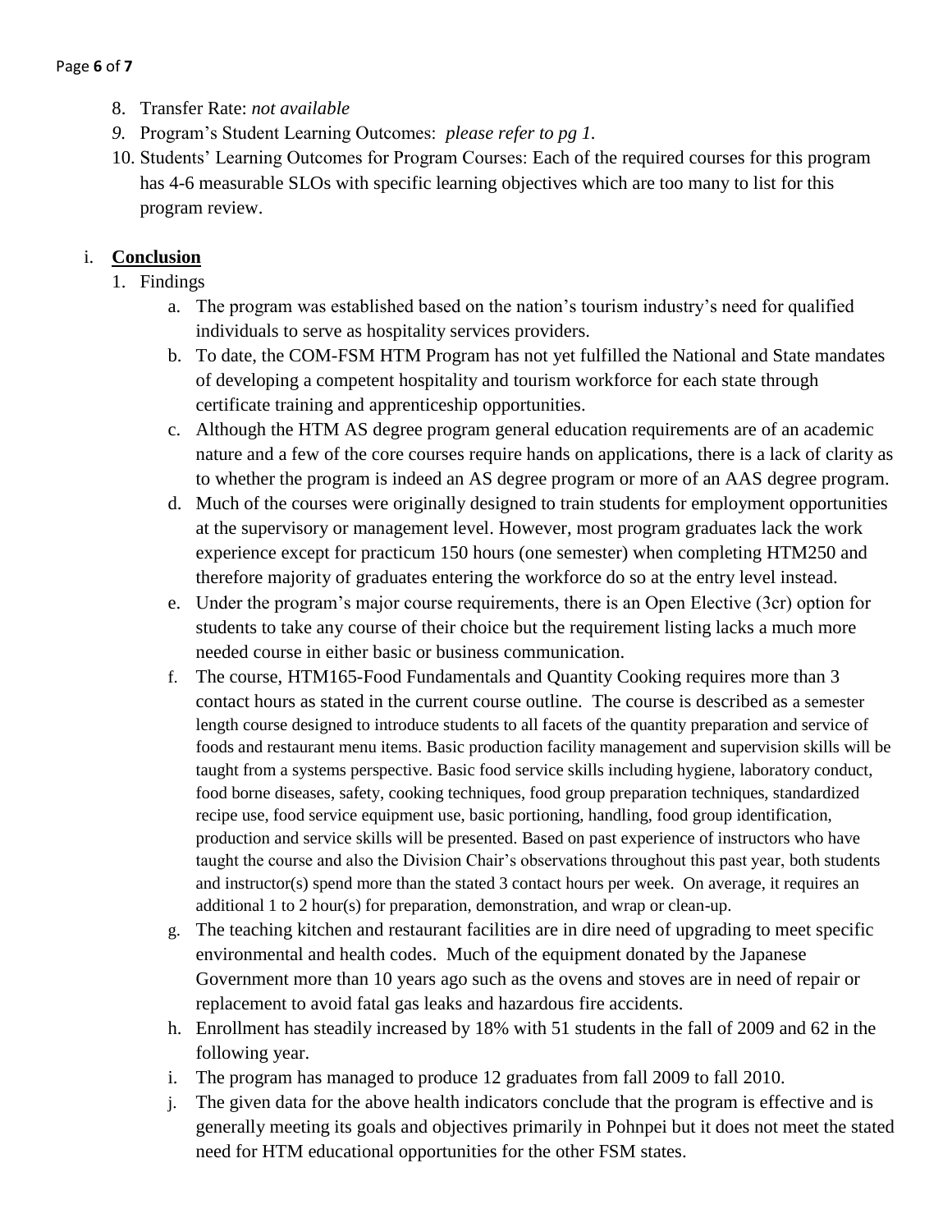8. Transfer Rate: *not available*
9. Program's Student Learning Outcomes: *please refer to pg 1.*
10. Students' Learning Outcomes for Program Courses: Each of the required courses for this program has 4-6 measurable SLOs with specific learning objectives which are too many to list for this program review.

i. **Conclusion**

1. Findings
   a. The program was established based on the nation's tourism industry's need for qualified individuals to serve as hospitality services providers.
   b. To date, the COM-FSM HTM Program has not yet fulfilled the National and State mandates of developing a competent hospitality and tourism workforce for each state through certificate training and apprenticeship opportunities.
   c. Although the HTM AS degree program general education requirements are of an academic nature and a few of the core courses require hands on applications, there is a lack of clarity as to whether the program is indeed an AS degree program or more of an AAS degree program.
   d. Much of the courses were originally designed to train students for employment opportunities at the supervisory or management level. However, most program graduates lack the work experience except for practicum 150 hours (one semester) when completing HTM250 and therefore majority of graduates entering the workforce do so at the entry level instead.
   e. Under the program's major course requirements, there is an Open Elective (3cr) option for students to take any course of their choice but the requirement listing lacks a much more needed course in either basic or business communication.
   f. The course, HTM165-Food Fundamentals and Quantity Cooking requires more than 3 contact hours as stated in the current course outline. The course is described as a semester length course designed to introduce students to all facets of the quantity preparation and service of foods and restaurant menu items. Basic production facility management and supervision skills will be taught from a systems perspective. Basic food service skills including hygiene, laboratory conduct, food borne diseases, safety, cooking techniques, food group preparation techniques, standardized recipe use, food service equipment use, basic portioning, handling, food group identification, production and service skills will be presented. Based on past experience of instructors who have taught the course and also the Division Chair's observations throughout this past year, both students and instructor(s) spend more than the stated 3 contact hours per week. On average, it requires an additional 1 to 2 hour(s) for preparation, demonstration, and wrap or clean-up.
   g. The teaching kitchen and restaurant facilities are in dire need of upgrading to meet specific environmental and health codes. Much of the equipment donated by the Japanese Government more than 10 years ago such as the ovens and stoves are in need of repair or replacement to avoid fatal gas leaks and hazardous fire accidents.
   h. Enrollment has steadily increased by 18% with 51 students in the fall of 2009 and 62 in the following year.
   i. The program has managed to produce 12 graduates from fall 2009 to fall 2010.
   j. The given data for the above health indicators conclude that the program is effective and is generally meeting its goals and objectives primarily in Pohnpei but it does not meet the stated need for HTM educational opportunities for the other FSM states.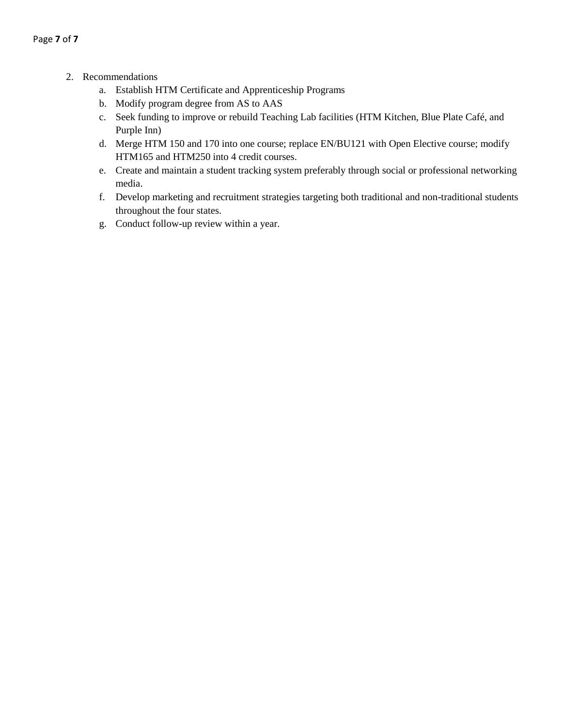2. Recommendations
    a. Establish HTM Certificate and Apprenticeship Programs
    b. Modify program degree from AS to AAS
    c. Seek funding to improve or rebuild Teaching Lab facilities (HTM Kitchen, Blue Plate Café, and Purple Inn)
    d. Merge HTM 150 and 170 into one course; replace EN/BU121 with Open Elective course; modify HTM165 and HTM250 into 4 credit courses.
    e. Create and maintain a student tracking system preferably through social or professional networking media.
    f. Develop marketing and recruitment strategies targeting both traditional and non-traditional students throughout the four states.
    g. Conduct follow-up review within a year.